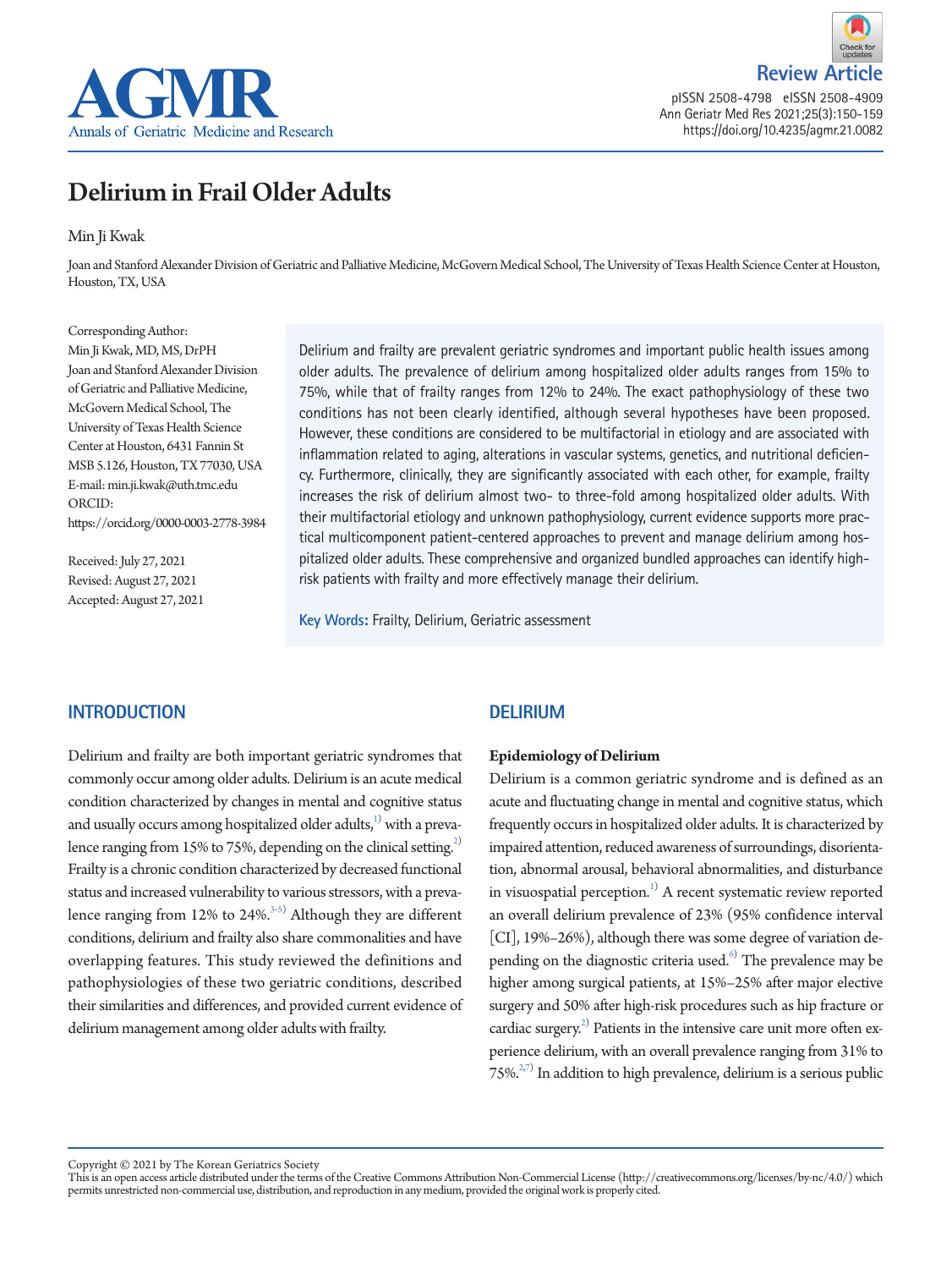Review Article

# Delirium in Frail Older Adults

Min Ji Kwak

Joan and Stanford Alexander Division of Geriatric and Palliative Medicine, McGovern Medical School, The University of Texas Health Science Center at Houston, Houston, TX, USA

Corresponding Author:
Min Ji Kwak, MD, MS, DrPH
Joan and Stanford Alexander Division of Geriatric and Palliative Medicine, McGovern Medical School, The University of Texas Health Science Center at Houston, 6431 Fannin St MSB 5.126, Houston, TX 77030, USA
E-mail: min.ji.kwak@uth.tmc.edu
ORCID: https://orcid.org/0000-0003-2778-3984

Received: July 27, 2021
Revised: August 27, 2021
Accepted: August 27, 2021

Delirium and frailty are prevalent geriatric syndromes and important public health issues among older adults. The prevalence of delirium among hospitalized older adults ranges from 15% to 75%, while that of frailty ranges from 12% to 24%. The exact pathophysiology of these two conditions has not been clearly identified, although several hypotheses have been proposed. However, these conditions are considered to be multifactorial in etiology and are associated with inflammation related to aging, alterations in vascular systems, genetics, and nutritional deficiency. Furthermore, clinically, they are significantly associated with each other, for example, frailty increases the risk of delirium almost two- to three-fold among hospitalized older adults. With their multifactorial etiology and unknown pathophysiology, current evidence supports more practical multicomponent patient-centered approaches to prevent and manage delirium among hospitalized older adults. These comprehensive and organized bundled approaches can identify high-risk patients with frailty and more effectively manage their delirium.

**Key Words:** Frailty, Delirium, Geriatric assessment

## INTRODUCTION

Delirium and frailty are both important geriatric syndromes that commonly occur among older adults. Delirium is an acute medical condition characterized by changes in mental and cognitive status and usually occurs among hospitalized older adults,[1] with a prevalence ranging from 15% to 75%, depending on the clinical setting.[2] Frailty is a chronic condition characterized by decreased functional status and increased vulnerability to various stressors, with a prevalence ranging from 12% to 24%.[3-5] Although they are different conditions, delirium and frailty also share commonalities and have overlapping features. This study reviewed the definitions and pathophysiologies of these two geriatric conditions, described their similarities and differences, and provided current evidence of delirium management among older adults with frailty.

## DELIRIUM

### Epidemiology of Delirium

Delirium is a common geriatric syndrome and is defined as an acute and fluctuating change in mental and cognitive status, which frequently occurs in hospitalized older adults. It is characterized by impaired attention, reduced awareness of surroundings, disorientation, abnormal arousal, behavioral abnormalities, and disturbance in visuospatial perception.[1] A recent systematic review reported an overall delirium prevalence of 23% (95% confidence interval [CI], 19%–26%), although there was some degree of variation depending on the diagnostic criteria used.[6] The prevalence may be higher among surgical patients, at 15%–25% after major elective surgery and 50% after high-risk procedures such as hip fracture or cardiac surgery.[2] Patients in the intensive care unit more often experience delirium, with an overall prevalence ranging from 31% to 75%.[2,7] In addition to high prevalence, delirium is a serious public

Copyright © 2021 by The Korean Geriatrics Society
This is an open access article distributed under the terms of the Creative Commons Attribution Non-Commercial License (http://creativecommons.org/licenses/by-nc/4.0/) which permits unrestricted non-commercial use, distribution, and reproduction in any medium, provided the original work is properly cited.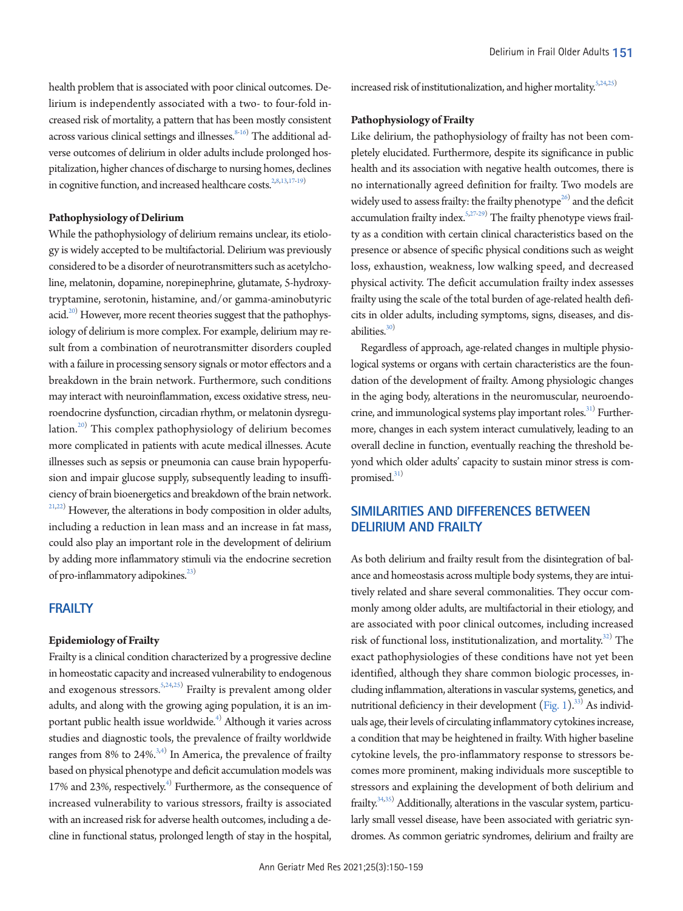health problem that is associated with poor clinical outcomes. Delirium is independently associated with a two- to four-fold increased risk of mortality, a pattern that has been mostly consistent across various clinical settings and illnesses.[8-16] The additional adverse outcomes of delirium in older adults include prolonged hospitalization, higher chances of discharge to nursing homes, declines in cognitive function, and increased healthcare costs.[2,8,13,17-19]

### Pathophysiology of Delirium

While the pathophysiology of delirium remains unclear, its etiology is widely accepted to be multifactorial. Delirium was previously considered to be a disorder of neurotransmitters such as acetylcholine, melatonin, dopamine, norepinephrine, glutamate, 5-hydroxytryptamine, serotonin, histamine, and/or gamma-aminobutyric acid.[20] However, more recent theories suggest that the pathophysiology of delirium is more complex. For example, delirium may result from a combination of neurotransmitter disorders coupled with a failure in processing sensory signals or motor effectors and a breakdown in the brain network. Furthermore, such conditions may interact with neuroinflammation, excess oxidative stress, neuroendocrine dysfunction, circadian rhythm, or melatonin dysregulation.[20] This complex pathophysiology of delirium becomes more complicated in patients with acute medical illnesses. Acute illnesses such as sepsis or pneumonia can cause brain hypoperfusion and impair glucose supply, subsequently leading to insufficiency of brain bioenergetics and breakdown of the brain network.[21,22] However, the alterations in body composition in older adults, including a reduction in lean mass and an increase in fat mass, could also play an important role in the development of delirium by adding more inflammatory stimuli via the endocrine secretion of pro-inflammatory adipokines.[23]

## FRAILTY

### Epidemiology of Frailty

Frailty is a clinical condition characterized by a progressive decline in homeostatic capacity and increased vulnerability to endogenous and exogenous stressors.[5,24,25] Frailty is prevalent among older adults, and along with the growing aging population, it is an important public health issue worldwide.[4] Although it varies across studies and diagnostic tools, the prevalence of frailty worldwide ranges from 8% to 24%.[3,4] In America, the prevalence of frailty based on physical phenotype and deficit accumulation models was 17% and 23%, respectively.[4] Furthermore, as the consequence of increased vulnerability to various stressors, frailty is associated with an increased risk for adverse health outcomes, including a decline in functional status, prolonged length of stay in the hospital, increased risk of institutionalization, and higher mortality.[5,24,25]

### Pathophysiology of Frailty

Like delirium, the pathophysiology of frailty has not been completely elucidated. Furthermore, despite its significance in public health and its association with negative health outcomes, there is no internationally agreed definition for frailty. Two models are widely used to assess frailty: the frailty phenotype[26] and the deficit accumulation frailty index.[5,27-29] The frailty phenotype views frailty as a condition with certain clinical characteristics based on the presence or absence of specific physical conditions such as weight loss, exhaustion, weakness, low walking speed, and decreased physical activity. The deficit accumulation frailty index assesses frailty using the scale of the total burden of age-related health deficits in older adults, including symptoms, signs, diseases, and disabilities.[30]

Regardless of approach, age-related changes in multiple physiological systems or organs with certain characteristics are the foundation of the development of frailty. Among physiologic changes in the aging body, alterations in the neuromuscular, neuroendocrine, and immunological systems play important roles.[31] Furthermore, changes in each system interact cumulatively, leading to an overall decline in function, eventually reaching the threshold beyond which older adults' capacity to sustain minor stress is compromised.[31]

## SIMILARITIES AND DIFFERENCES BETWEEN DELIRIUM AND FRAILTY

As both delirium and frailty result from the disintegration of balance and homeostasis across multiple body systems, they are intuitively related and share several commonalities. They occur commonly among older adults, are multifactorial in their etiology, and are associated with poor clinical outcomes, including increased risk of functional loss, institutionalization, and mortality.[32] The exact pathophysiologies of these conditions have not yet been identified, although they share common biologic processes, including inflammation, alterations in vascular systems, genetics, and nutritional deficiency in their development (Fig. 1).[33] As individuals age, their levels of circulating inflammatory cytokines increase, a condition that may be heightened in frailty. With higher baseline cytokine levels, the pro-inflammatory response to stressors becomes more prominent, making individuals more susceptible to stressors and explaining the development of both delirium and frailty.[34,35] Additionally, alterations in the vascular system, particularly small vessel disease, have been associated with geriatric syndromes. As common geriatric syndromes, delirium and frailty are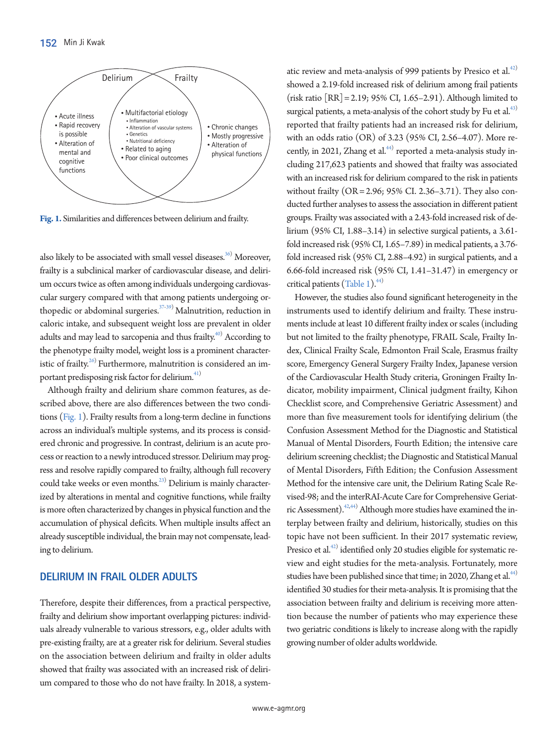**Delirium**

- Acute illness
- Rapid recovery is possible
- Alteration of mental and cognitive functions

**Delirium and Frailty**

- Multifactorial etiology
  - Inflammation
  - Alteration of vascular systems
  - Genetics
  - Nutritional deficiency
- Related to aging
- Poor clinical outcomes

**Frailty**

- Chronic changes
- Mostly progressive
- Alteration of physical functions

**Fig. 1.** Similarities and differences between delirium and frailty.

also likely to be associated with small vessel diseases.[36] Moreover, frailty is a subclinical marker of cardiovascular disease, and delirium occurs twice as often among individuals undergoing cardiovascular surgery compared with that among patients undergoing orthopedic or abdominal surgeries.[37-39] Malnutrition, reduction in caloric intake, and subsequent weight loss are prevalent in older adults and may lead to sarcopenia and thus frailty.[40] According to the phenotype frailty model, weight loss is a prominent characteristic of frailty.[26] Furthermore, malnutrition is considered an important predisposing risk factor for delirium.[41]

Although frailty and delirium share common features, as described above, there are also differences between the two conditions (Fig. 1). Frailty results from a long-term decline in functions across an individual's multiple systems, and its process is considered chronic and progressive. In contrast, delirium is an acute process or reaction to a newly introduced stressor. Delirium may progress and resolve rapidly compared to frailty, although full recovery could take weeks or even months.[23] Delirium is mainly characterized by alterations in mental and cognitive functions, while frailty is more often characterized by changes in physical function and the accumulation of physical deficits. When multiple insults affect an already susceptible individual, the brain may not compensate, leading to delirium.

## DELIRIUM IN FRAIL OLDER ADULTS

Therefore, despite their differences, from a practical perspective, frailty and delirium show important overlapping pictures: individuals already vulnerable to various stressors, e.g., older adults with pre-existing frailty, are at a greater risk for delirium. Several studies on the association between delirium and frailty in older adults showed that frailty was associated with an increased risk of delirium compared to those who do not have frailty. In 2018, a systematic review and meta-analysis of 999 patients by Presico et al.[42] showed a 2.19-fold increased risk of delirium among frail patients (risk ratio [RR] = 2.19; 95% CI, 1.65–2.91). Although limited to surgical patients, a meta-analysis of the cohort study by Fu et al.[43] reported that frailty patients had an increased risk for delirium, with an odds ratio (OR) of 3.23 (95% CI, 2.56–4.07). More recently, in 2021, Zhang et al.[44] reported a meta-analysis study including 217,623 patients and showed that frailty was associated with an increased risk for delirium compared to the risk in patients without frailty (OR = 2.96; 95% CI. 2.36–3.71). They also conducted further analyses to assess the association in different patient groups. Frailty was associated with a 2.43-fold increased risk of delirium (95% CI, 1.88–3.14) in selective surgical patients, a 3.61-fold increased risk (95% CI, 1.65–7.89) in medical patients, a 3.76-fold increased risk (95% CI, 2.88–4.92) in surgical patients, and a 6.66-fold increased risk (95% CI, 1.41–31.47) in emergency or critical patients (Table 1).[44]

However, the studies also found significant heterogeneity in the instruments used to identify delirium and frailty. These instruments include at least 10 different frailty index or scales (including but not limited to the frailty phenotype, FRAIL Scale, Frailty Index, Clinical Frailty Scale, Edmonton Frail Scale, Erasmus frailty score, Emergency General Surgery Frailty Index, Japanese version of the Cardiovascular Health Study criteria, Groningen Frailty Indicator, mobility impairment, Clinical judgment frailty, Kihon Checklist score, and Comprehensive Geriatric Assessment) and more than five measurement tools for identifying delirium (the Confusion Assessment Method for the Diagnostic and Statistical Manual of Mental Disorders, Fourth Edition; the intensive care delirium screening checklist; the Diagnostic and Statistical Manual of Mental Disorders, Fifth Edition; the Confusion Assessment Method for the intensive care unit, the Delirium Rating Scale Revised-98; and the interRAI-Acute Care for Comprehensive Geriatric Assessment).[42,44] Although more studies have examined the interplay between frailty and delirium, historically, studies on this topic have not been sufficient. In their 2017 systematic review, Presico et al.[42] identified only 20 studies eligible for systematic review and eight studies for the meta-analysis. Fortunately, more studies have been published since that time; in 2020, Zhang et al.[44] identified 30 studies for their meta-analysis. It is promising that the association between frailty and delirium is receiving more attention because the number of patients who may experience these two geriatric conditions is likely to increase along with the rapidly growing number of older adults worldwide.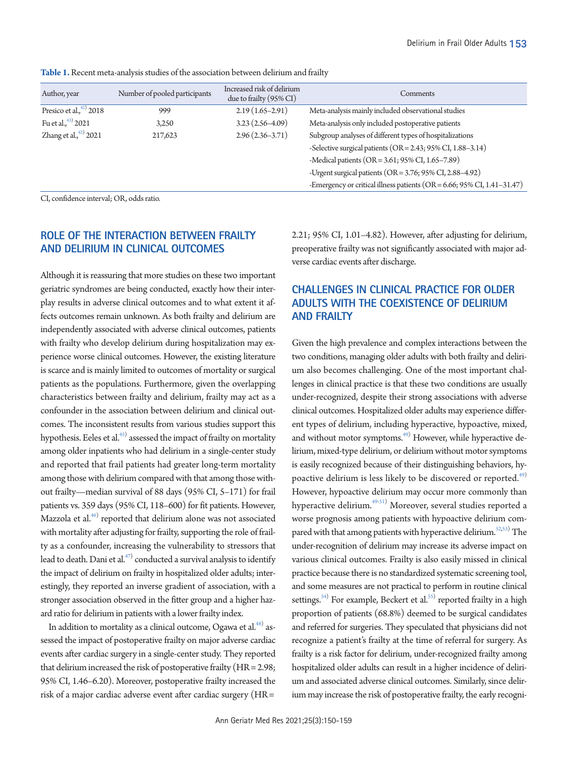**Table 1.** Recent meta-analysis studies of the association between delirium and frailty

| Author, year | Number of pooled participants | Increased risk of delirium due to frailty (95% CI) | Comments |
|---|---|---|---|
| Presico et al.,[42] 2018 | 999 | 2.19 (1.65–2.91) | Meta-analysis mainly included observational studies |
| Fu et al.,[43] 2021 | 3,250 | 3.23 (2.56–4.09) | Meta-analysis only included postoperative patients |
| Zhang et al.,[42] 2021 | 217,623 | 2.96 (2.36–3.71) | Subgroup analyses of different types of hospitalizations |
| | | | -Selective surgical patients (OR = 2.43; 95% CI, 1.88–3.14) |
| | | | -Medical patients (OR = 3.61; 95% CI, 1.65–7.89) |
| | | | -Urgent surgical patients (OR = 3.76; 95% CI, 2.88–4.92) |
| | | | -Emergency or critical illness patients (OR = 6.66; 95% CI, 1.41–31.47) |

CI, confidence interval; OR, odds ratio.

## ROLE OF THE INTERACTION BETWEEN FRAILTY AND DELIRIUM IN CLINICAL OUTCOMES

Although it is reassuring that more studies on these two important geriatric syndromes are being conducted, exactly how their interplay results in adverse clinical outcomes and to what extent it affects outcomes remain unknown. As both frailty and delirium are independently associated with adverse clinical outcomes, patients with frailty who develop delirium during hospitalization may experience worse clinical outcomes. However, the existing literature is scarce and is mainly limited to outcomes of mortality or surgical patients as the populations. Furthermore, given the overlapping characteristics between frailty and delirium, frailty may act as a confounder in the association between delirium and clinical outcomes. The inconsistent results from various studies support this hypothesis. Eeles et al.[45] assessed the impact of frailty on mortality among older inpatients who had delirium in a single-center study and reported that frail patients had greater long-term mortality among those with delirium compared with that among those without frailty—median survival of 88 days (95% CI, 5–171) for frail patients vs. 359 days (95% CI, 118–600) for fit patients. However, Mazzola et al.[46] reported that delirium alone was not associated with mortality after adjusting for frailty, supporting the role of frailty as a confounder, increasing the vulnerability to stressors that lead to death. Dani et al.[47] conducted a survival analysis to identify the impact of delirium on frailty in hospitalized older adults; interestingly, they reported an inverse gradient of association, with a stronger association observed in the fitter group and a higher hazard ratio for delirium in patients with a lower frailty index.

In addition to mortality as a clinical outcome, Ogawa et al.[48] assessed the impact of postoperative frailty on major adverse cardiac events after cardiac surgery in a single-center study. They reported that delirium increased the risk of postoperative frailty (HR = 2.98; 95% CI, 1.46–6.20). Moreover, postoperative frailty increased the risk of a major cardiac adverse event after cardiac surgery (HR = 2.21; 95% CI, 1.01–4.82). However, after adjusting for delirium, preoperative frailty was not significantly associated with major adverse cardiac events after discharge.

## CHALLENGES IN CLINICAL PRACTICE FOR OLDER ADULTS WITH THE COEXISTENCE OF DELIRIUM AND FRAILTY

Given the high prevalence and complex interactions between the two conditions, managing older adults with both frailty and delirium also becomes challenging. One of the most important challenges in clinical practice is that these two conditions are usually under-recognized, despite their strong associations with adverse clinical outcomes. Hospitalized older adults may experience different types of delirium, including hyperactive, hypoactive, mixed, and without motor symptoms.[49] However, while hyperactive delirium, mixed-type delirium, or delirium without motor symptoms is easily recognized because of their distinguishing behaviors, hypoactive delirium is less likely to be discovered or reported.[49] However, hypoactive delirium may occur more commonly than hyperactive delirium.[49-51] Moreover, several studies reported a worse prognosis among patients with hypoactive delirium compared with that among patients with hyperactive delirium.[52,53] The under-recognition of delirium may increase its adverse impact on various clinical outcomes. Frailty is also easily missed in clinical practice because there is no standardized systematic screening tool, and some measures are not practical to perform in routine clinical settings.[54] For example, Beckert et al.[55] reported frailty in a high proportion of patients (68.8%) deemed to be surgical candidates and referred for surgeries. They speculated that physicians did not recognize a patient's frailty at the time of referral for surgery. As frailty is a risk factor for delirium, under-recognized frailty among hospitalized older adults can result in a higher incidence of delirium and associated adverse clinical outcomes. Similarly, since delirium may increase the risk of postoperative frailty, the early recogni-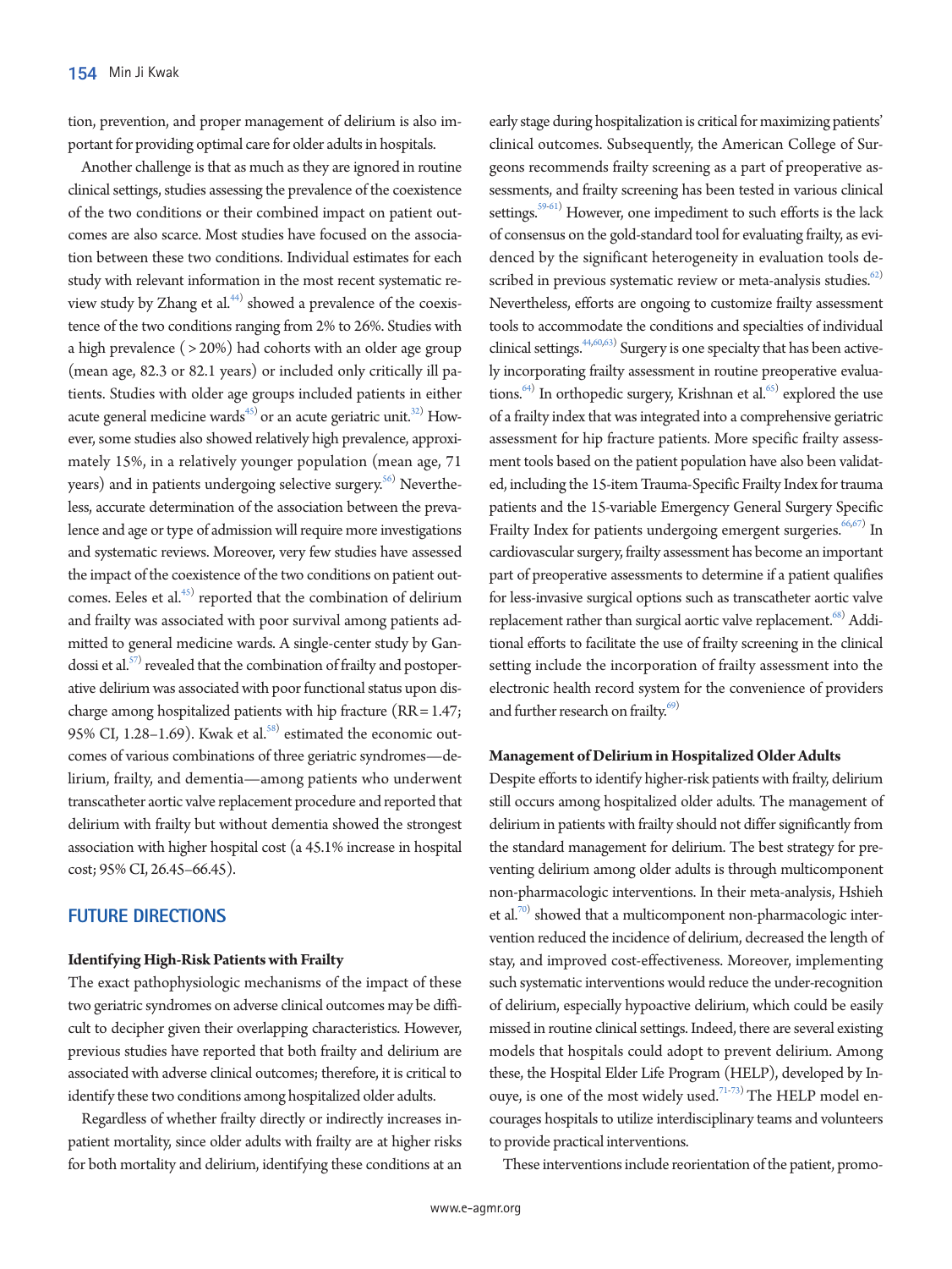tion, prevention, and proper management of delirium is also important for providing optimal care for older adults in hospitals.

Another challenge is that as much as they are ignored in routine clinical settings, studies assessing the prevalence of the coexistence of the two conditions or their combined impact on patient outcomes are also scarce. Most studies have focused on the association between these two conditions. Individual estimates for each study with relevant information in the most recent systematic review study by Zhang et al.[44] showed a prevalence of the coexistence of the two conditions ranging from 2% to 26%. Studies with a high prevalence (> 20%) had cohorts with an older age group (mean age, 82.3 or 82.1 years) or included only critically ill patients. Studies with older age groups included patients in either acute general medicine wards[45] or an acute geriatric unit.[32] However, some studies also showed relatively high prevalence, approximately 15%, in a relatively younger population (mean age, 71 years) and in patients undergoing selective surgery.[56] Nevertheless, accurate determination of the association between the prevalence and age or type of admission will require more investigations and systematic reviews. Moreover, very few studies have assessed the impact of the coexistence of the two conditions on patient outcomes. Eeles et al.[45] reported that the combination of delirium and frailty was associated with poor survival among patients admitted to general medicine wards. A single-center study by Gandossi et al.[57] revealed that the combination of frailty and postoperative delirium was associated with poor functional status upon discharge among hospitalized patients with hip fracture (RR = 1.47; 95% CI, 1.28–1.69). Kwak et al.[58] estimated the economic outcomes of various combinations of three geriatric syndromes—delirium, frailty, and dementia—among patients who underwent transcatheter aortic valve replacement procedure and reported that delirium with frailty but without dementia showed the strongest association with higher hospital cost (a 45.1% increase in hospital cost; 95% CI, 26.45–66.45).

## FUTURE DIRECTIONS

### Identifying High-Risk Patients with Frailty

The exact pathophysiologic mechanisms of the impact of these two geriatric syndromes on adverse clinical outcomes may be difficult to decipher given their overlapping characteristics. However, previous studies have reported that both frailty and delirium are associated with adverse clinical outcomes; therefore, it is critical to identify these two conditions among hospitalized older adults.

Regardless of whether frailty directly or indirectly increases inpatient mortality, since older adults with frailty are at higher risks for both mortality and delirium, identifying these conditions at an early stage during hospitalization is critical for maximizing patients' clinical outcomes. Subsequently, the American College of Surgeons recommends frailty screening as a part of preoperative assessments, and frailty screening has been tested in various clinical settings.[59-61] However, one impediment to such efforts is the lack of consensus on the gold-standard tool for evaluating frailty, as evidenced by the significant heterogeneity in evaluation tools described in previous systematic review or meta-analysis studies.[62] Nevertheless, efforts are ongoing to customize frailty assessment tools to accommodate the conditions and specialties of individual clinical settings.[44,60,63] Surgery is one specialty that has been actively incorporating frailty assessment in routine preoperative evaluations.[64] In orthopedic surgery, Krishnan et al.[65] explored the use of a frailty index that was integrated into a comprehensive geriatric assessment for hip fracture patients. More specific frailty assessment tools based on the patient population have also been validated, including the 15-item Trauma-Specific Frailty Index for trauma patients and the 15-variable Emergency General Surgery Specific Frailty Index for patients undergoing emergent surgeries.[66,67] In cardiovascular surgery, frailty assessment has become an important part of preoperative assessments to determine if a patient qualifies for less-invasive surgical options such as transcatheter aortic valve replacement rather than surgical aortic valve replacement.[68] Additional efforts to facilitate the use of frailty screening in the clinical setting include the incorporation of frailty assessment into the electronic health record system for the convenience of providers and further research on frailty.[69]

### Management of Delirium in Hospitalized Older Adults

Despite efforts to identify higher-risk patients with frailty, delirium still occurs among hospitalized older adults. The management of delirium in patients with frailty should not differ significantly from the standard management for delirium. The best strategy for preventing delirium among older adults is through multicomponent non-pharmacologic interventions. In their meta-analysis, Hshieh et al.[70] showed that a multicomponent non-pharmacologic intervention reduced the incidence of delirium, decreased the length of stay, and improved cost-effectiveness. Moreover, implementing such systematic interventions would reduce the under-recognition of delirium, especially hypoactive delirium, which could be easily missed in routine clinical settings. Indeed, there are several existing models that hospitals could adopt to prevent delirium. Among these, the Hospital Elder Life Program (HELP), developed by Inouye, is one of the most widely used.[71-73] The HELP model encourages hospitals to utilize interdisciplinary teams and volunteers to provide practical interventions.

These interventions include reorientation of the patient, promo-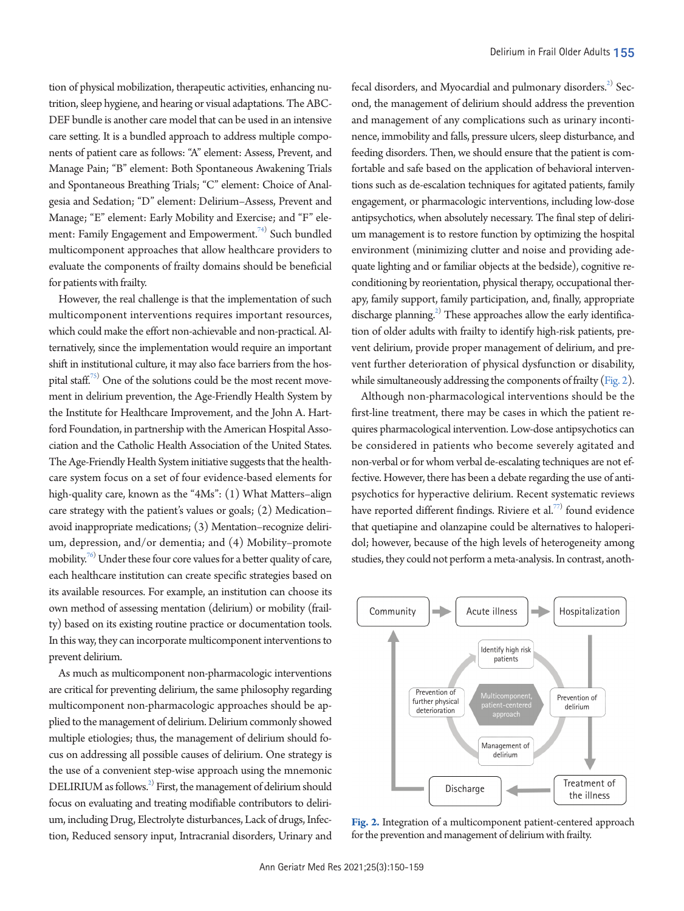tion of physical mobilization, therapeutic activities, enhancing nutrition, sleep hygiene, and hearing or visual adaptations. The ABCDEF bundle is another care model that can be used in an intensive care setting. It is a bundled approach to address multiple components of patient care as follows: "A" element: Assess, Prevent, and Manage Pain; "B" element: Both Spontaneous Awakening Trials and Spontaneous Breathing Trials; "C" element: Choice of Analgesia and Sedation; "D" element: Delirium–Assess, Prevent and Manage; "E" element: Early Mobility and Exercise; and "F" element: Family Engagement and Empowerment.[74] Such bundled multicomponent approaches that allow healthcare providers to evaluate the components of frailty domains should be beneficial for patients with frailty.

However, the real challenge is that the implementation of such multicomponent interventions requires important resources, which could make the effort non-achievable and non-practical. Alternatively, since the implementation would require an important shift in institutional culture, it may also face barriers from the hospital staff.[75] One of the solutions could be the most recent movement in delirium prevention, the Age-Friendly Health System by the Institute for Healthcare Improvement, and the John A. Hartford Foundation, in partnership with the American Hospital Association and the Catholic Health Association of the United States. The Age-Friendly Health System initiative suggests that the healthcare system focus on a set of four evidence-based elements for high-quality care, known as the "4Ms": (1) What Matters–align care strategy with the patient's values or goals; (2) Medication–avoid inappropriate medications; (3) Mentation–recognize delirium, depression, and/or dementia; and (4) Mobility–promote mobility.[76] Under these four core values for a better quality of care, each healthcare institution can create specific strategies based on its available resources. For example, an institution can choose its own method of assessing mentation (delirium) or mobility (frailty) based on its existing routine practice or documentation tools. In this way, they can incorporate multicomponent interventions to prevent delirium.

As much as multicomponent non-pharmacologic interventions are critical for preventing delirium, the same philosophy regarding multicomponent non-pharmacologic approaches should be applied to the management of delirium. Delirium commonly showed multiple etiologies; thus, the management of delirium should focus on addressing all possible causes of delirium. One strategy is the use of a convenient step-wise approach using the mnemonic DELIRIUM as follows.[2] First, the management of delirium should focus on evaluating and treating modifiable contributors to delirium, including Drug, Electrolyte disturbances, Lack of drugs, Infection, Reduced sensory input, Intracranial disorders, Urinary and fecal disorders, and Myocardial and pulmonary disorders.[2] Second, the management of delirium should address the prevention and management of any complications such as urinary incontinence, immobility and falls, pressure ulcers, sleep disturbance, and feeding disorders. Then, we should ensure that the patient is comfortable and safe based on the application of behavioral interventions such as de-escalation techniques for agitated patients, family engagement, or pharmacologic interventions, including low-dose antipsychotics, when absolutely necessary. The final step of delirium management is to restore function by optimizing the hospital environment (minimizing clutter and noise and providing adequate lighting and or familiar objects at the bedside), cognitive reconditioning by reorientation, physical therapy, occupational therapy, family support, family participation, and, finally, appropriate discharge planning.[2] These approaches allow the early identification of older adults with frailty to identify high-risk patients, prevent delirium, provide proper management of delirium, and prevent further deterioration of physical dysfunction or disability, while simultaneously addressing the components of frailty (Fig. 2).

Although non-pharmacological interventions should be the first-line treatment, there may be cases in which the patient requires pharmacological intervention. Low-dose antipsychotics can be considered in patients who become severely agitated and non-verbal or for whom verbal de-escalating techniques are not effective. However, there has been a debate regarding the use of antipsychotics for hyperactive delirium. Recent systematic reviews have reported different findings. Riviere et al.[77] found evidence that quetiapine and olanzapine could be alternatives to haloperidol; however, because of the high levels of heterogeneity among studies, they could not perform a meta-analysis. In contrast, anoth-

**Fig. 2.** Integration of a multicomponent patient-centered approach for the prevention and management of delirium with frailty.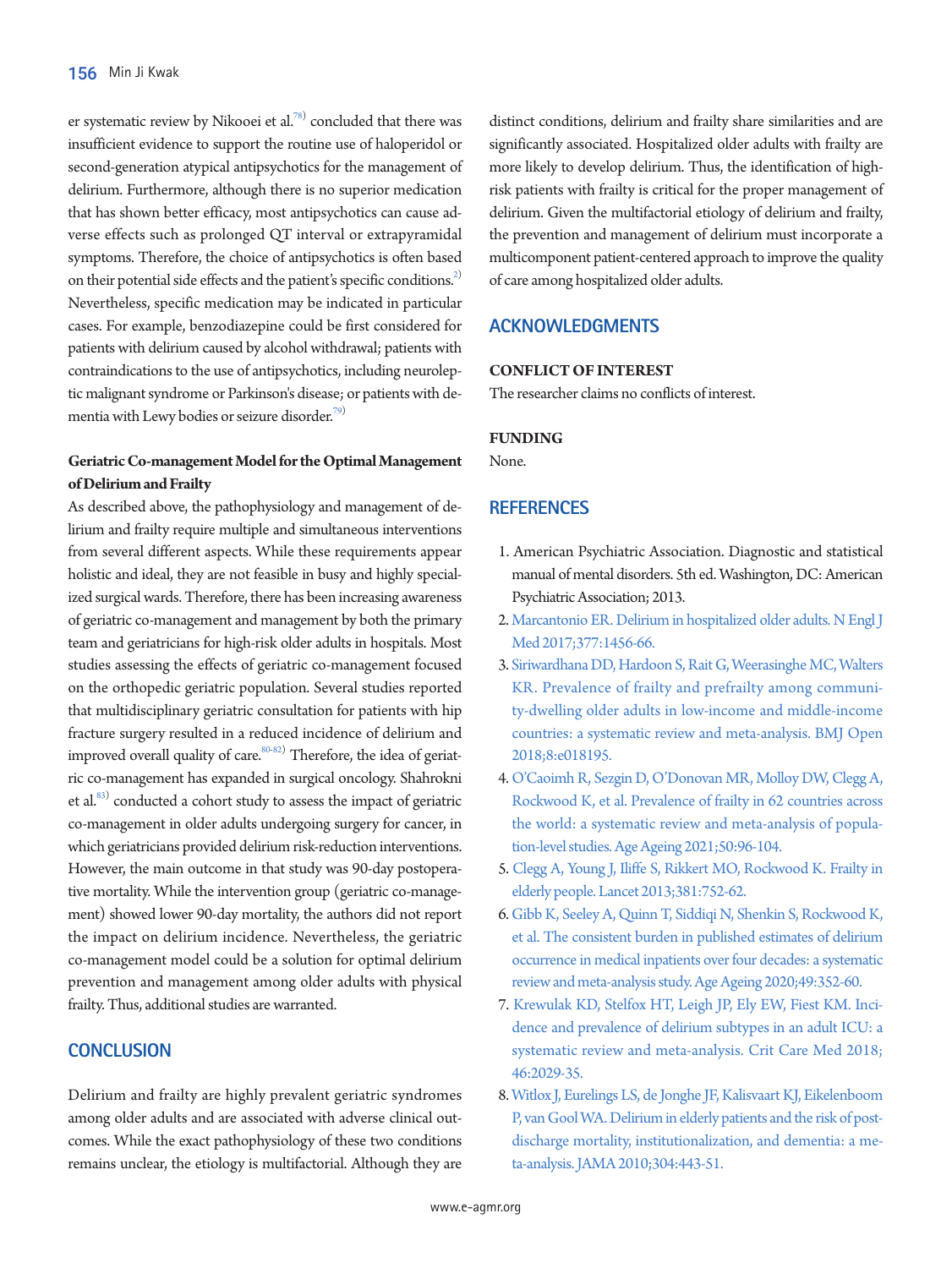er systematic review by Nikooei et al.[78] concluded that there was insufficient evidence to support the routine use of haloperidol or second-generation atypical antipsychotics for the management of delirium. Furthermore, although there is no superior medication that has shown better efficacy, most antipsychotics can cause adverse effects such as prolonged QT interval or extrapyramidal symptoms. Therefore, the choice of antipsychotics is often based on their potential side effects and the patient's specific conditions.[2] Nevertheless, specific medication may be indicated in particular cases. For example, benzodiazepine could be first considered for patients with delirium caused by alcohol withdrawal; patients with contraindications to the use of antipsychotics, including neuroleptic malignant syndrome or Parkinson's disease; or patients with dementia with Lewy bodies or seizure disorder.[79]

### Geriatric Co-management Model for the Optimal Management of Delirium and Frailty

As described above, the pathophysiology and management of delirium and frailty require multiple and simultaneous interventions from several different aspects. While these requirements appear holistic and ideal, they are not feasible in busy and highly specialized surgical wards. Therefore, there has been increasing awareness of geriatric co-management and management by both the primary team and geriatricians for high-risk older adults in hospitals. Most studies assessing the effects of geriatric co-management focused on the orthopedic geriatric population. Several studies reported that multidisciplinary geriatric consultation for patients with hip fracture surgery resulted in a reduced incidence of delirium and improved overall quality of care.[80-82] Therefore, the idea of geriatric co-management has expanded in surgical oncology. Shahrokni et al.[83] conducted a cohort study to assess the impact of geriatric co-management in older adults undergoing surgery for cancer, in which geriatricians provided delirium risk-reduction interventions. However, the main outcome in that study was 90-day postoperative mortality. While the intervention group (geriatric co-management) showed lower 90-day mortality, the authors did not report the impact on delirium incidence. Nevertheless, the geriatric co-management model could be a solution for optimal delirium prevention and management among older adults with physical frailty. Thus, additional studies are warranted.

## CONCLUSION

Delirium and frailty are highly prevalent geriatric syndromes among older adults and are associated with adverse clinical outcomes. While the exact pathophysiology of these two conditions remains unclear, the etiology is multifactorial. Although they are distinct conditions, delirium and frailty share similarities and are significantly associated. Hospitalized older adults with frailty are more likely to develop delirium. Thus, the identification of high-risk patients with frailty is critical for the proper management of delirium. Given the multifactorial etiology of delirium and frailty, the prevention and management of delirium must incorporate a multicomponent patient-centered approach to improve the quality of care among hospitalized older adults.

## ACKNOWLEDGMENTS

### CONFLICT OF INTEREST

The researcher claims no conflicts of interest.

### FUNDING

None.

## REFERENCES

1. American Psychiatric Association. Diagnostic and statistical manual of mental disorders. 5th ed. Washington, DC: American Psychiatric Association; 2013.
2. Marcantonio ER. Delirium in hospitalized older adults. N Engl J Med 2017;377:1456-66.
3. Siriwardhana DD, Hardoon S, Rait G, Weerasinghe MC, Walters KR. Prevalence of frailty and prefrailty among community-dwelling older adults in low-income and middle-income countries: a systematic review and meta-analysis. BMJ Open 2018;8:e018195.
4. O'Caoimh R, Sezgin D, O'Donovan MR, Molloy DW, Clegg A, Rockwood K, et al. Prevalence of frailty in 62 countries across the world: a systematic review and meta-analysis of population-level studies. Age Ageing 2021;50:96-104.
5. Clegg A, Young J, Iliffe S, Rikkert MO, Rockwood K. Frailty in elderly people. Lancet 2013;381:752-62.
6. Gibb K, Seeley A, Quinn T, Siddiqi N, Shenkin S, Rockwood K, et al. The consistent burden in published estimates of delirium occurrence in medical inpatients over four decades: a systematic review and meta-analysis study. Age Ageing 2020;49:352-60.
7. Krewulak KD, Stelfox HT, Leigh JP, Ely EW, Fiest KM. Incidence and prevalence of delirium subtypes in an adult ICU: a systematic review and meta-analysis. Crit Care Med 2018;46:2029-35.
8. Witlox J, Eurelings LS, de Jonghe JF, Kalisvaart KJ, Eikelenboom P, van Gool WA. Delirium in elderly patients and the risk of post-discharge mortality, institutionalization, and dementia: a meta-analysis. JAMA 2010;304:443-51.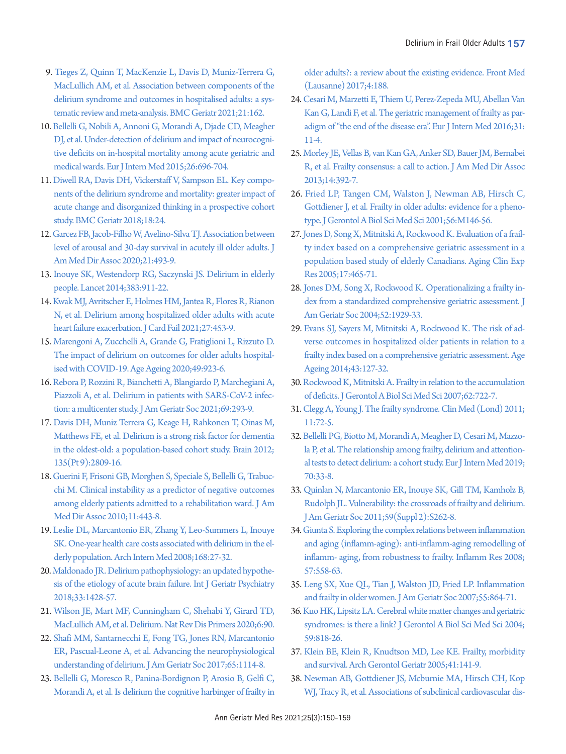9. Tieges Z, Quinn T, MacKenzie L, Davis D, Muniz-Terrera G, MacLullich AM, et al. Association between components of the delirium syndrome and outcomes in hospitalised adults: a systematic review and meta-analysis. BMC Geriatr 2021;21:162.
10. Bellelli G, Nobili A, Annoni G, Morandi A, Djade CD, Meagher DJ, et al. Under-detection of delirium and impact of neurocognitive deficits on in-hospital mortality among acute geriatric and medical wards. Eur J Intern Med 2015;26:696-704.
11. Diwell RA, Davis DH, Vickerstaff V, Sampson EL. Key components of the delirium syndrome and mortality: greater impact of acute change and disorganized thinking in a prospective cohort study. BMC Geriatr 2018;18:24.
12. Garcez FB, Jacob-Filho W, Avelino-Silva TJ. Association between level of arousal and 30-day survival in acutely ill older adults. J Am Med Dir Assoc 2020;21:493-9.
13. Inouye SK, Westendorp RG, Saczynski JS. Delirium in elderly people. Lancet 2014;383:911-22.
14. Kwak MJ, Avritscher E, Holmes HM, Jantea R, Flores R, Rianon N, et al. Delirium among hospitalized older adults with acute heart failure exacerbation. J Card Fail 2021;27:453-9.
15. Marengoni A, Zucchelli A, Grande G, Fratiglioni L, Rizzuto D. The impact of delirium on outcomes for older adults hospitalised with COVID-19. Age Ageing 2020;49:923-6.
16. Rebora P, Rozzini R, Bianchetti A, Blangiardo P, Marchegiani A, Piazzoli A, et al. Delirium in patients with SARS-CoV-2 infection: a multicenter study. J Am Geriatr Soc 2021;69:293-9.
17. Davis DH, Muniz Terrera G, Keage H, Rahkonen T, Oinas M, Matthews FE, et al. Delirium is a strong risk factor for dementia in the oldest-old: a population-based cohort study. Brain 2012; 135(Pt 9):2809-16.
18. Guerini F, Frisoni GB, Morghen S, Speciale S, Bellelli G, Trabucchi M. Clinical instability as a predictor of negative outcomes among elderly patients admitted to a rehabilitation ward. J Am Med Dir Assoc 2010;11:443-8.
19. Leslie DL, Marcantonio ER, Zhang Y, Leo-Summers L, Inouye SK. One-year health care costs associated with delirium in the elderly population. Arch Intern Med 2008;168:27-32.
20. Maldonado JR. Delirium pathophysiology: an updated hypothesis of the etiology of acute brain failure. Int J Geriatr Psychiatry 2018;33:1428-57.
21. Wilson JE, Mart MF, Cunningham C, Shehabi Y, Girard TD, MacLullich AM, et al. Delirium. Nat Rev Dis Primers 2020;6:90.
22. Shafi MM, Santarnecchi E, Fong TG, Jones RN, Marcantonio ER, Pascual-Leone A, et al. Advancing the neurophysiological understanding of delirium. J Am Geriatr Soc 2017;65:1114-8.
23. Bellelli G, Moresco R, Panina-Bordignon P, Arosio B, Gelfi C, Morandi A, et al. Is delirium the cognitive harbinger of frailty in older adults?: a review about the existing evidence. Front Med (Lausanne) 2017;4:188.
24. Cesari M, Marzetti E, Thiem U, Perez-Zepeda MU, Abellan Van Kan G, Landi F, et al. The geriatric management of frailty as paradigm of "the end of the disease era". Eur J Intern Med 2016;31: 11-4.
25. Morley JE, Vellas B, van Kan GA, Anker SD, Bauer JM, Bernabei R, et al. Frailty consensus: a call to action. J Am Med Dir Assoc 2013;14:392-7.
26. Fried LP, Tangen CM, Walston J, Newman AB, Hirsch C, Gottdiener J, et al. Frailty in older adults: evidence for a phenotype. J Gerontol A Biol Sci Med Sci 2001;56:M146-56.
27. Jones D, Song X, Mitnitski A, Rockwood K. Evaluation of a frailty index based on a comprehensive geriatric assessment in a population based study of elderly Canadians. Aging Clin Exp Res 2005;17:465-71.
28. Jones DM, Song X, Rockwood K. Operationalizing a frailty index from a standardized comprehensive geriatric assessment. J Am Geriatr Soc 2004;52:1929-33.
29. Evans SJ, Sayers M, Mitnitski A, Rockwood K. The risk of adverse outcomes in hospitalized older patients in relation to a frailty index based on a comprehensive geriatric assessment. Age Ageing 2014;43:127-32.
30. Rockwood K, Mitnitski A. Frailty in relation to the accumulation of deficits. J Gerontol A Biol Sci Med Sci 2007;62:722-7.
31. Clegg A, Young J. The frailty syndrome. Clin Med (Lond) 2011; 11:72-5.
32. Bellelli PG, Biotto M, Morandi A, Meagher D, Cesari M, Mazzola P, et al. The relationship among frailty, delirium and attentional tests to detect delirium: a cohort study. Eur J Intern Med 2019; 70:33-8.
33. Quinlan N, Marcantonio ER, Inouye SK, Gill TM, Kamholz B, Rudolph JL. Vulnerability: the crossroads of frailty and delirium. J Am Geriatr Soc 2011;59(Suppl 2):S262-8.
34. Giunta S. Exploring the complex relations between inflammation and aging (inflamm-aging): anti-inflamm-aging remodelling of inflamm- aging, from robustness to frailty. Inflamm Res 2008; 57:558-63.
35. Leng SX, Xue QL, Tian J, Walston JD, Fried LP. Inflammation and frailty in older women. J Am Geriatr Soc 2007;55:864-71.
36. Kuo HK, Lipsitz LA. Cerebral white matter changes and geriatric syndromes: is there a link? J Gerontol A Biol Sci Med Sci 2004; 59:818-26.
37. Klein BE, Klein R, Knudtson MD, Lee KE. Frailty, morbidity and survival. Arch Gerontol Geriatr 2005;41:141-9.
38. Newman AB, Gottdiener JS, Mcburnie MA, Hirsch CH, Kop WJ, Tracy R, et al. Associations of subclinical cardiovascular dis-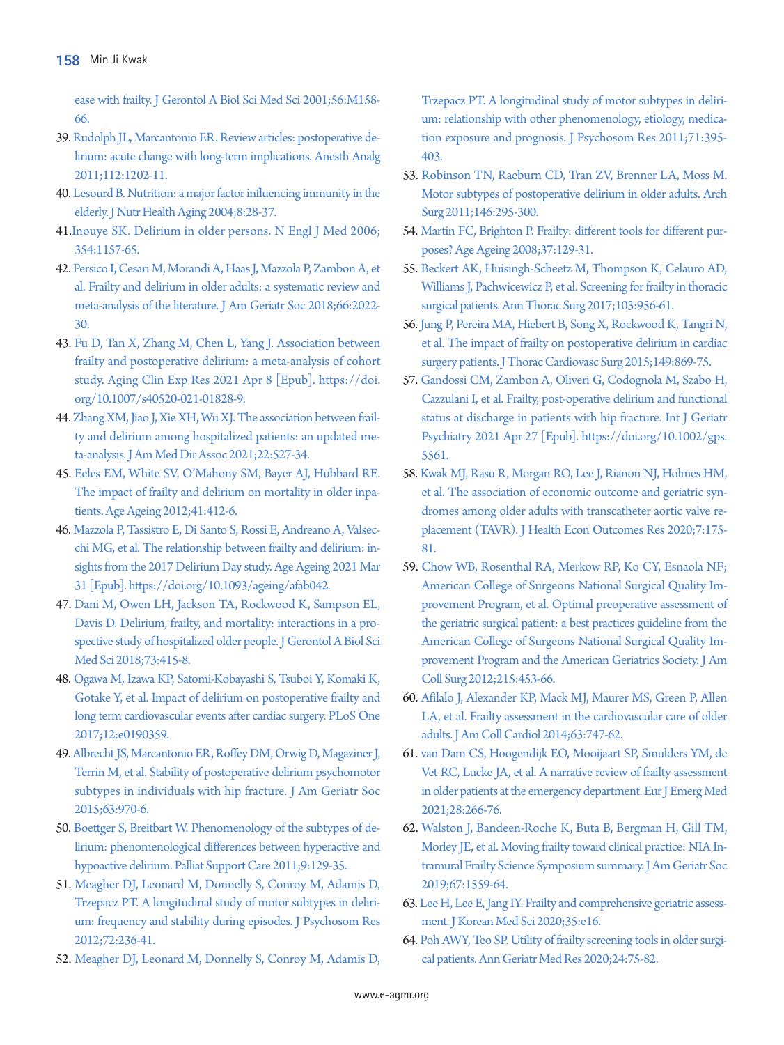ease with frailty. J Gerontol A Biol Sci Med Sci 2001;56:M158-66.

39. Rudolph JL, Marcantonio ER. Review articles: postoperative delirium: acute change with long-term implications. Anesth Analg 2011;112:1202-11.
40. Lesourd B. Nutrition: a major factor influencing immunity in the elderly. J Nutr Health Aging 2004;8:28-37.
41. Inouye SK. Delirium in older persons. N Engl J Med 2006;354:1157-65.
42. Persico I, Cesari M, Morandi A, Haas J, Mazzola P, Zambon A, et al. Frailty and delirium in older adults: a systematic review and meta-analysis of the literature. J Am Geriatr Soc 2018;66:2022-30.
43. Fu D, Tan X, Zhang M, Chen L, Yang J. Association between frailty and postoperative delirium: a meta-analysis of cohort study. Aging Clin Exp Res 2021 Apr 8 [Epub]. https://doi.org/10.1007/s40520-021-01828-9.
44. Zhang XM, Jiao J, Xie XH, Wu XJ. The association between frailty and delirium among hospitalized patients: an updated meta-analysis. J Am Med Dir Assoc 2021;22:527-34.
45. Eeles EM, White SV, O'Mahony SM, Bayer AJ, Hubbard RE. The impact of frailty and delirium on mortality in older inpatients. Age Ageing 2012;41:412-6.
46. Mazzola P, Tassistro E, Di Santo S, Rossi E, Andreano A, Valsecchi MG, et al. The relationship between frailty and delirium: insights from the 2017 Delirium Day study. Age Ageing 2021 Mar 31 [Epub]. https://doi.org/10.1093/ageing/afab042.
47. Dani M, Owen LH, Jackson TA, Rockwood K, Sampson EL, Davis D. Delirium, frailty, and mortality: interactions in a prospective study of hospitalized older people. J Gerontol A Biol Sci Med Sci 2018;73:415-8.
48. Ogawa M, Izawa KP, Satomi-Kobayashi S, Tsuboi Y, Komaki K, Gotake Y, et al. Impact of delirium on postoperative frailty and long term cardiovascular events after cardiac surgery. PLoS One 2017;12:e0190359.
49. Albrecht JS, Marcantonio ER, Roffey DM, Orwig D, Magaziner J, Terrin M, et al. Stability of postoperative delirium psychomotor subtypes in individuals with hip fracture. J Am Geriatr Soc 2015;63:970-6.
50. Boettger S, Breitbart W. Phenomenology of the subtypes of delirium: phenomenological differences between hyperactive and hypoactive delirium. Palliat Support Care 2011;9:129-35.
51. Meagher DJ, Leonard M, Donnelly S, Conroy M, Adamis D, Trzepacz PT. A longitudinal study of motor subtypes in delirium: frequency and stability during episodes. J Psychosom Res 2012;72:236-41.
52. Meagher DJ, Leonard M, Donnelly S, Conroy M, Adamis D, Trzepacz PT. A longitudinal study of motor subtypes in delirium: relationship with other phenomenology, etiology, medication exposure and prognosis. J Psychosom Res 2011;71:395-403.
53. Robinson TN, Raeburn CD, Tran ZV, Brenner LA, Moss M. Motor subtypes of postoperative delirium in older adults. Arch Surg 2011;146:295-300.
54. Martin FC, Brighton P. Frailty: different tools for different purposes? Age Ageing 2008;37:129-31.
55. Beckert AK, Huisingh-Scheetz M, Thompson K, Celauro AD, Williams J, Pachwicewicz P, et al. Screening for frailty in thoracic surgical patients. Ann Thorac Surg 2017;103:956-61.
56. Jung P, Pereira MA, Hiebert B, Song X, Rockwood K, Tangri N, et al. The impact of frailty on postoperative delirium in cardiac surgery patients. J Thorac Cardiovasc Surg 2015;149:869-75.
57. Gandossi CM, Zambon A, Oliveri G, Codognola M, Szabo H, Cazzulani I, et al. Frailty, post-operative delirium and functional status at discharge in patients with hip fracture. Int J Geriatr Psychiatry 2021 Apr 27 [Epub]. https://doi.org/10.1002/gps.5561.
58. Kwak MJ, Rasu R, Morgan RO, Lee J, Rianon NJ, Holmes HM, et al. The association of economic outcome and geriatric syndromes among older adults with transcatheter aortic valve replacement (TAVR). J Health Econ Outcomes Res 2020;7:175-81.
59. Chow WB, Rosenthal RA, Merkow RP, Ko CY, Esnaola NF; American College of Surgeons National Surgical Quality Improvement Program, et al. Optimal preoperative assessment of the geriatric surgical patient: a best practices guideline from the American College of Surgeons National Surgical Quality Improvement Program and the American Geriatrics Society. J Am Coll Surg 2012;215:453-66.
60. Afilalo J, Alexander KP, Mack MJ, Maurer MS, Green P, Allen LA, et al. Frailty assessment in the cardiovascular care of older adults. J Am Coll Cardiol 2014;63:747-62.
61. van Dam CS, Hoogendijk EO, Mooijaart SP, Smulders YM, de Vet RC, Lucke JA, et al. A narrative review of frailty assessment in older patients at the emergency department. Eur J Emerg Med 2021;28:266-76.
62. Walston J, Bandeen-Roche K, Buta B, Bergman H, Gill TM, Morley JE, et al. Moving frailty toward clinical practice: NIA Intramural Frailty Science Symposium summary. J Am Geriatr Soc 2019;67:1559-64.
63. Lee H, Lee E, Jang IY. Frailty and comprehensive geriatric assessment. J Korean Med Sci 2020;35:e16.
64. Poh AWY, Teo SP. Utility of frailty screening tools in older surgical patients. Ann Geriatr Med Res 2020;24:75-82.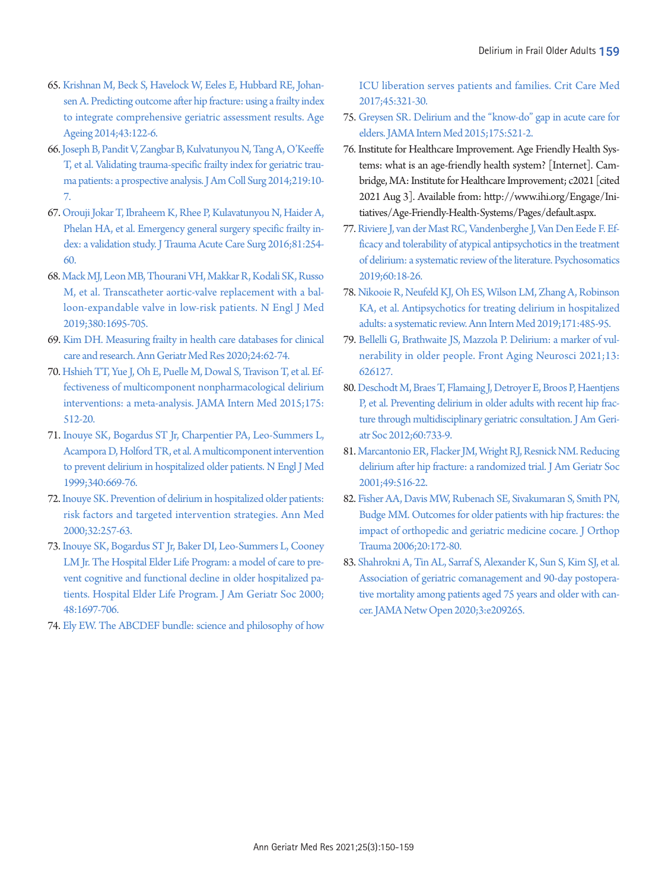65. Krishnan M, Beck S, Havelock W, Eeles E, Hubbard RE, Johansen A. Predicting outcome after hip fracture: using a frailty index to integrate comprehensive geriatric assessment results. Age Ageing 2014;43:122-6.
66. Joseph B, Pandit V, Zangbar B, Kulvatunyou N, Tang A, O'Keeffe T, et al. Validating trauma-specific frailty index for geriatric trauma patients: a prospective analysis. J Am Coll Surg 2014;219:10-7.
67. Orouji Jokar T, Ibraheem K, Rhee P, Kulavatunyou N, Haider A, Phelan HA, et al. Emergency general surgery specific frailty index: a validation study. J Trauma Acute Care Surg 2016;81:254-60.
68. Mack MJ, Leon MB, Thourani VH, Makkar R, Kodali SK, Russo M, et al. Transcatheter aortic-valve replacement with a balloon-expandable valve in low-risk patients. N Engl J Med 2019;380:1695-705.
69. Kim DH. Measuring frailty in health care databases for clinical care and research. Ann Geriatr Med Res 2020;24:62-74.
70. Hshieh TT, Yue J, Oh E, Puelle M, Dowal S, Travison T, et al. Effectiveness of multicomponent nonpharmacological delirium interventions: a meta-analysis. JAMA Intern Med 2015;175:512-20.
71. Inouye SK, Bogardus ST Jr, Charpentier PA, Leo-Summers L, Acampora D, Holford TR, et al. A multicomponent intervention to prevent delirium in hospitalized older patients. N Engl J Med 1999;340:669-76.
72. Inouye SK. Prevention of delirium in hospitalized older patients: risk factors and targeted intervention strategies. Ann Med 2000;32:257-63.
73. Inouye SK, Bogardus ST Jr, Baker DI, Leo-Summers L, Cooney LM Jr. The Hospital Elder Life Program: a model of care to prevent cognitive and functional decline in older hospitalized patients. Hospital Elder Life Program. J Am Geriatr Soc 2000;48:1697-706.
74. Ely EW. The ABCDEF bundle: science and philosophy of how ICU liberation serves patients and families. Crit Care Med 2017;45:321-30.
75. Greysen SR. Delirium and the "know-do" gap in acute care for elders. JAMA Intern Med 2015;175:521-2.
76. Institute for Healthcare Improvement. Age Friendly Health Systems: what is an age-friendly health system? [Internet]. Cambridge, MA: Institute for Healthcare Improvement; c2021 [cited 2021 Aug 3]. Available from: http://www.ihi.org/Engage/Initiatives/Age-Friendly-Health-Systems/Pages/default.aspx.
77. Riviere J, van der Mast RC, Vandenberghe J, Van Den Eede F. Efficacy and tolerability of atypical antipsychotics in the treatment of delirium: a systematic review of the literature. Psychosomatics 2019;60:18-26.
78. Nikooie R, Neufeld KJ, Oh ES, Wilson LM, Zhang A, Robinson KA, et al. Antipsychotics for treating delirium in hospitalized adults: a systematic review. Ann Intern Med 2019;171:485-95.
79. Bellelli G, Brathwaite JS, Mazzola P. Delirium: a marker of vulnerability in older people. Front Aging Neurosci 2021;13:626127.
80. Deschodt M, Braes T, Flamaing J, Detroyer E, Broos P, Haentjens P, et al. Preventing delirium in older adults with recent hip fracture through multidisciplinary geriatric consultation. J Am Geriatr Soc 2012;60:733-9.
81. Marcantonio ER, Flacker JM, Wright RJ, Resnick NM. Reducing delirium after hip fracture: a randomized trial. J Am Geriatr Soc 2001;49:516-22.
82. Fisher AA, Davis MW, Rubenach SE, Sivakumaran S, Smith PN, Budge MM. Outcomes for older patients with hip fractures: the impact of orthopedic and geriatric medicine cocare. J Orthop Trauma 2006;20:172-80.
83. Shahrokni A, Tin AL, Sarraf S, Alexander K, Sun S, Kim SJ, et al. Association of geriatric comanagement and 90-day postoperative mortality among patients aged 75 years and older with cancer. JAMA Netw Open 2020;3:e209265.